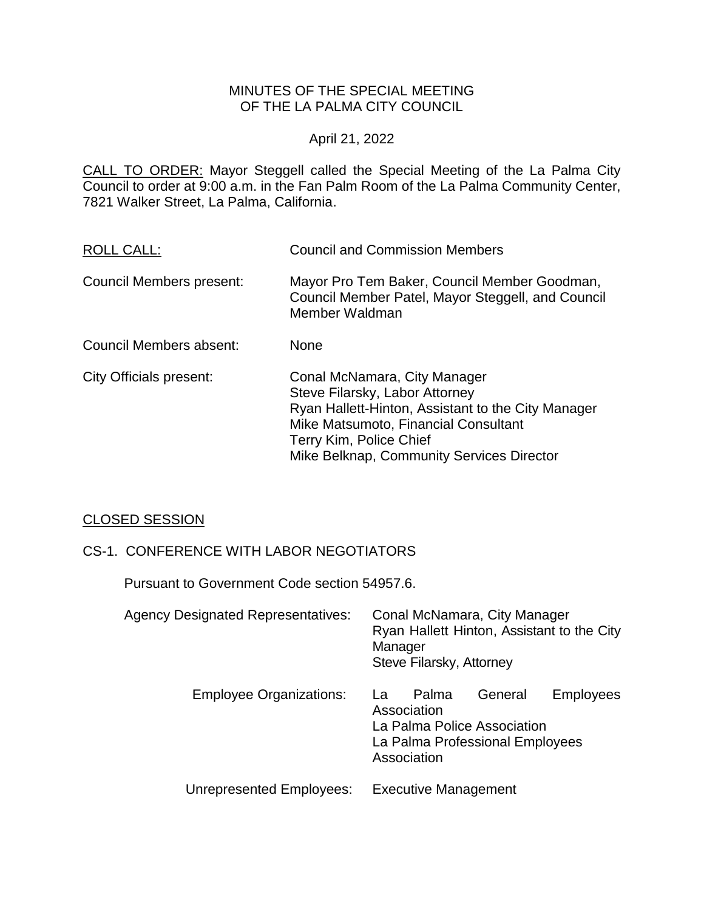# MINUTES OF THE SPECIAL MEETING OF THE LA PALMA CITY COUNCIL

April 21, 2022

CALL TO ORDER: Mayor Steggell called the Special Meeting of the La Palma City Council to order at 9:00 a.m. in the Fan Palm Room of the La Palma Community Center, 7821 Walker Street, La Palma, California.

ROLL CALL: Council and Commission Members

Council Members present: Mayor Pro Tem Baker, Council Member Goodman, Council Member Patel, Mayor Steggell, and Council Member Waldman

Council Members absent: None

City Officials present:
Conal McNamara, City Manager
Steve Filarsky, Labor Attorney
Ryan Hallett-Hinton, Assistant to the City Manager
Mike Matsumoto, Financial Consultant
Terry Kim, Police Chief
Mike Belknap, Community Services Director

## CLOSED SESSION

CS-1. CONFERENCE WITH LABOR NEGOTIATORS

Pursuant to Government Code section 54957.6.

Agency Designated Representatives:
Conal McNamara, City Manager
Ryan Hallett Hinton, Assistant to the City Manager
Steve Filarsky, Attorney

Employee Organizations:
La Palma General Employees Association
La Palma Police Association
La Palma Professional Employees Association

Unrepresented Employees: Executive Management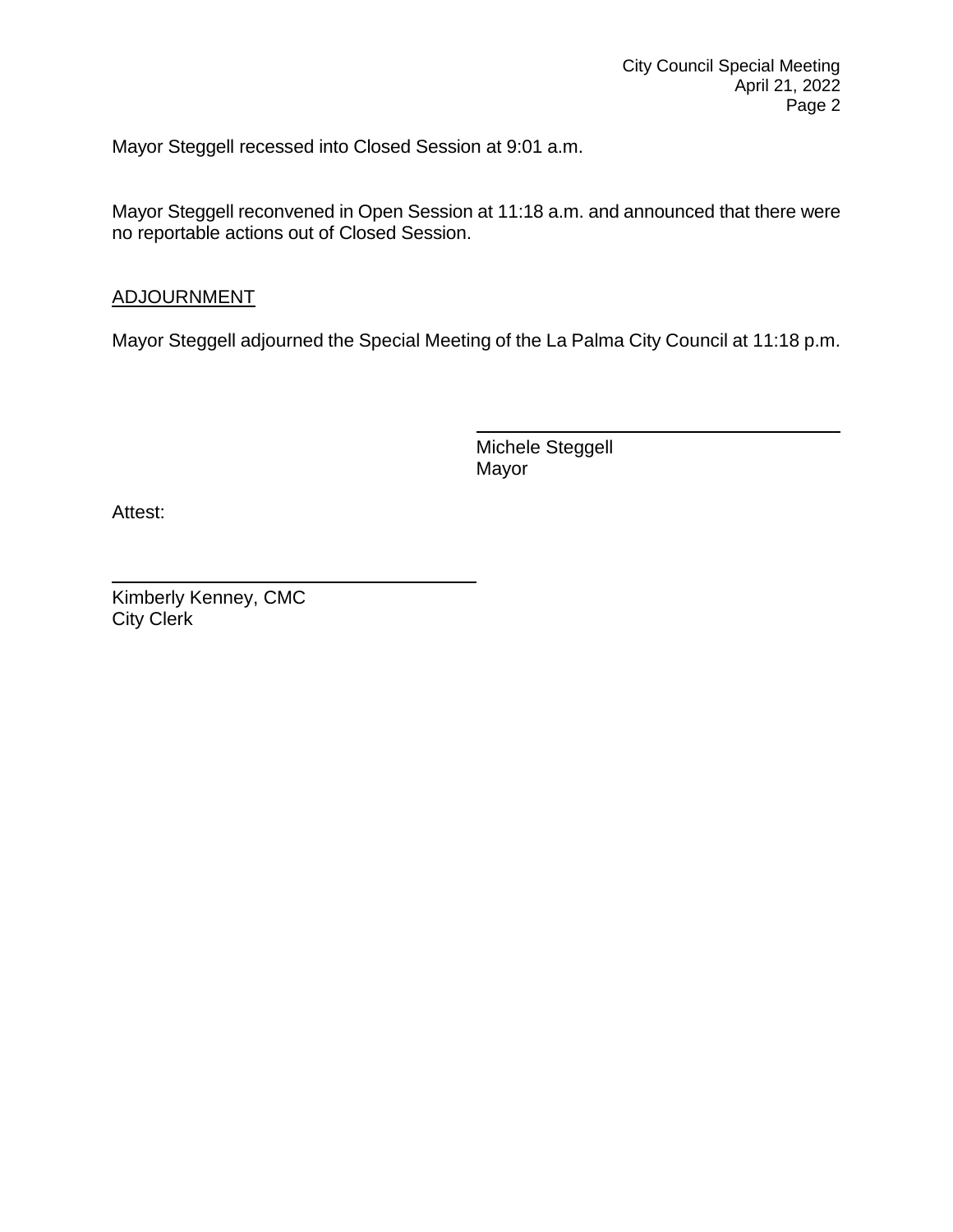Mayor Steggell recessed into Closed Session at 9:01 a.m.

Mayor Steggell reconvened in Open Session at 11:18 a.m. and announced that there were no reportable actions out of Closed Session.

ADJOURNMENT

Mayor Steggell adjourned the Special Meeting of the La Palma City Council at 11:18 p.m.

Michele Steggell
Mayor

Attest:

Kimberly Kenney, CMC
City Clerk